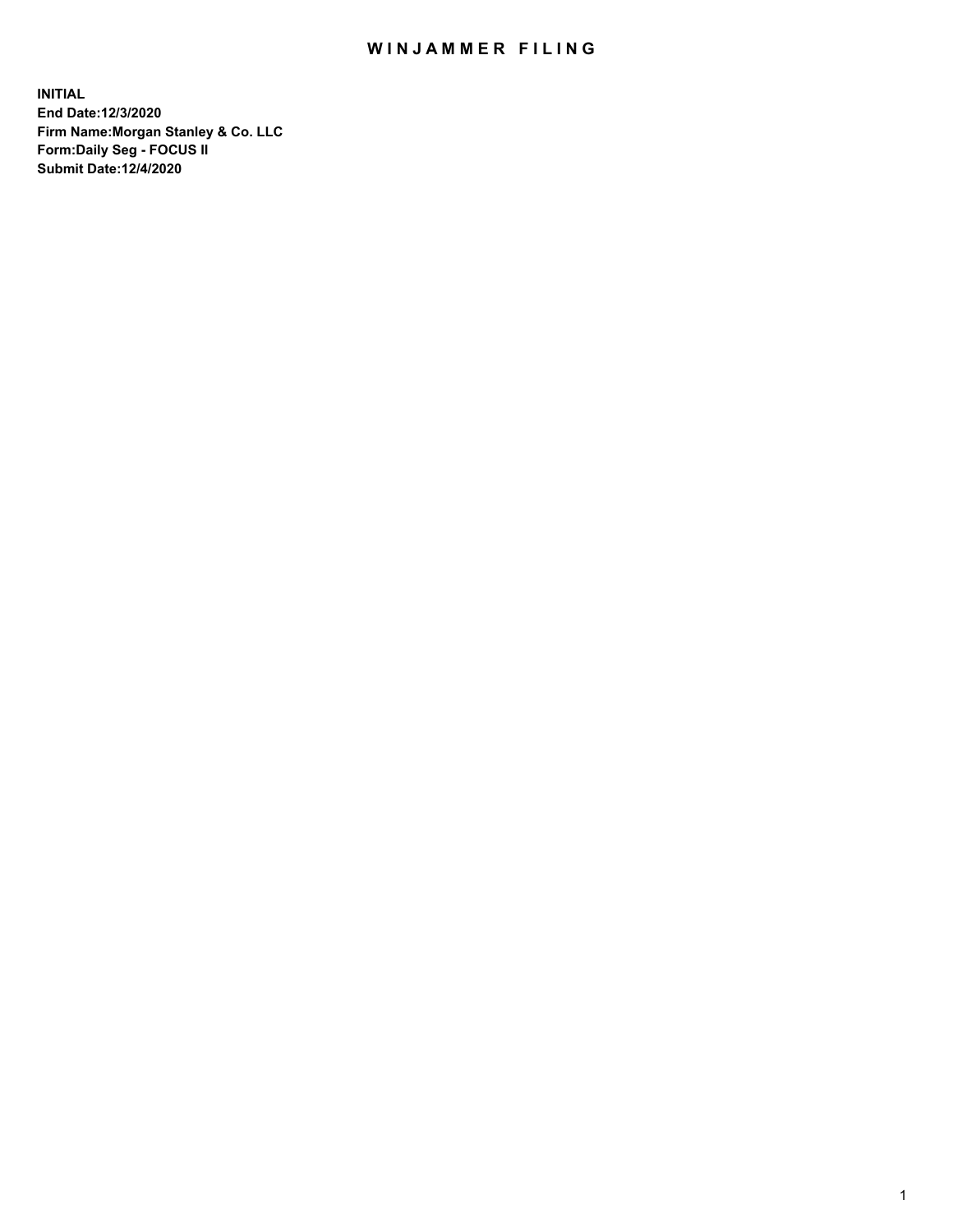# WINJAMMER FILING

**INITIAL**
**End Date:12/3/2020**
**Firm Name:Morgan Stanley & Co. LLC**
**Form:Daily Seg - FOCUS II**
**Submit Date:12/4/2020**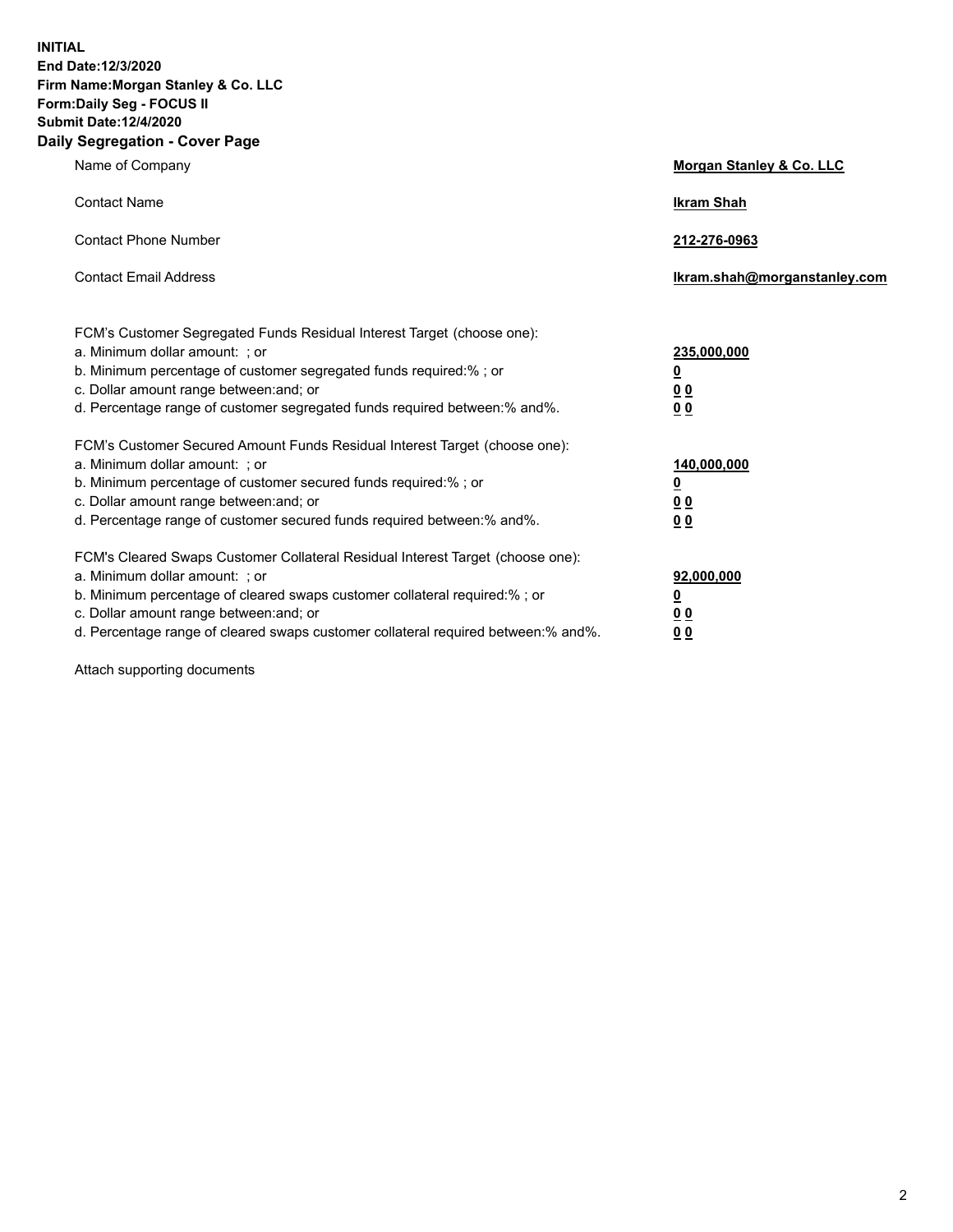**INITIAL**
**End Date:12/3/2020**
**Firm Name:Morgan Stanley & Co. LLC**
**Form:Daily Seg - FOCUS II**
**Submit Date:12/4/2020**

## Daily Segregation - Cover Page

| | |
|---|---|
| Name of Company | **Morgan Stanley & Co. LLC** |
| Contact Name | **Ikram Shah** |
| Contact Phone Number | **212-276-0963** |
| Contact Email Address | **Ikram.shah@morganstanley.com** |

| | |
|---|---|
| FCM's Customer Segregated Funds Residual Interest Target (choose one): | |
| a. Minimum dollar amount: ; or | **235,000,000** |
| b. Minimum percentage of customer segregated funds required:% ; or | **0** |
| c. Dollar amount range between:and; or | **0 0** |
| d. Percentage range of customer segregated funds required between:% and%. | **0 0** |
| FCM's Customer Secured Amount Funds Residual Interest Target (choose one): | |
| a. Minimum dollar amount: ; or | **140,000,000** |
| b. Minimum percentage of customer secured funds required:% ; or | **0** |
| c. Dollar amount range between:and; or | **0 0** |
| d. Percentage range of customer secured funds required between:% and%. | **0 0** |
| FCM's Cleared Swaps Customer Collateral Residual Interest Target (choose one): | |
| a. Minimum dollar amount: ; or | **92,000,000** |
| b. Minimum percentage of cleared swaps customer collateral required:% ; or | **0** |
| c. Dollar amount range between:and; or | **0 0** |
| d. Percentage range of cleared swaps customer collateral required between:% and%. | **0 0** |

Attach supporting documents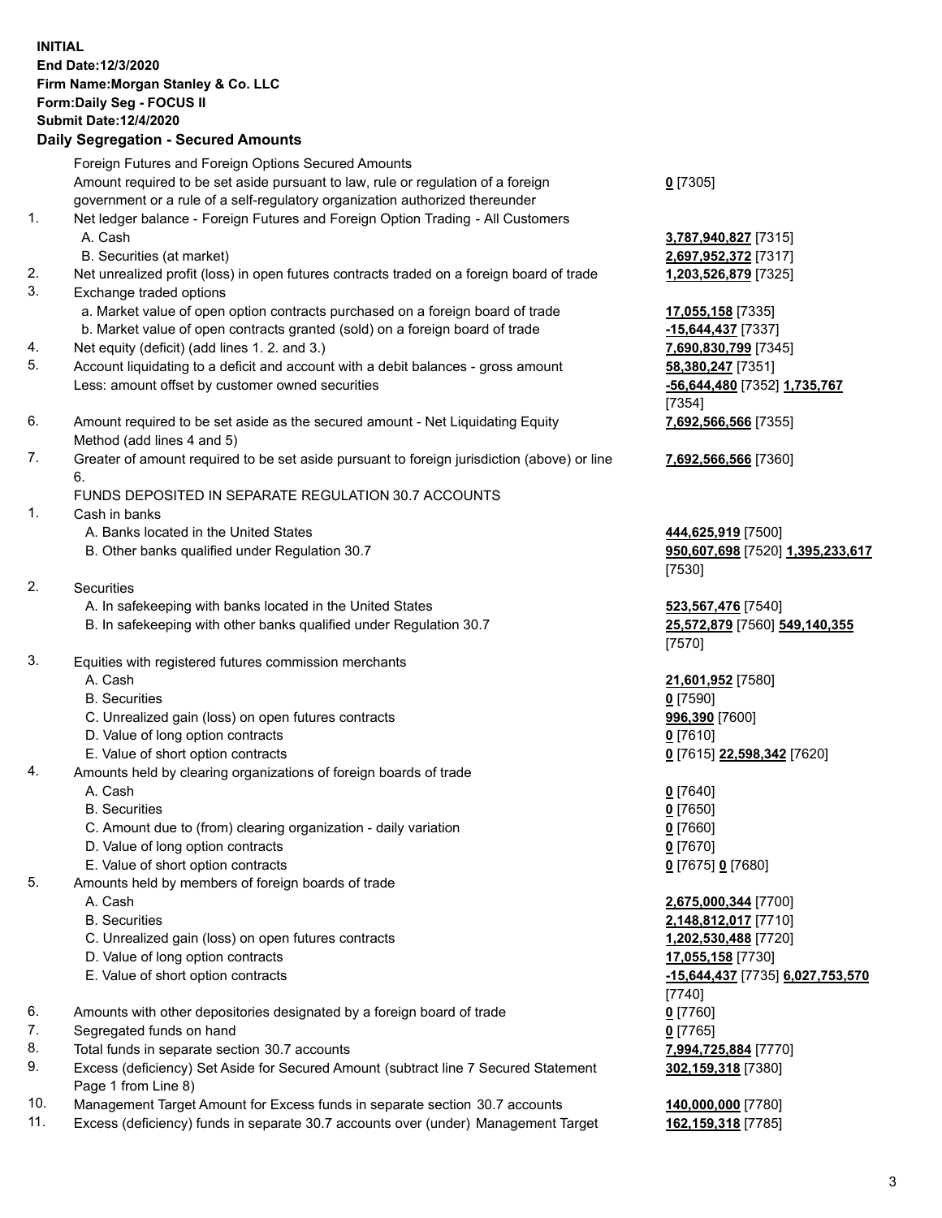**INITIAL**
**End Date:12/3/2020**
**Firm Name:Morgan Stanley & Co. LLC**
**Form:Daily Seg - FOCUS II**
**Submit Date:12/4/2020**

## Daily Segregation - Secured Amounts

| | | |
|---|---|---|
| | Foreign Futures and Foreign Options Secured Amounts | |
| | Amount required to be set aside pursuant to law, rule or regulation of a foreign government or a rule of a self-regulatory organization authorized thereunder | **0** [7305] |
| 1. | Net ledger balance - Foreign Futures and Foreign Option Trading - All Customers | |
| | A. Cash | **3,787,940,827** [7315] |
| | B. Securities (at market) | **2,697,952,372** [7317] |
| 2. | Net unrealized profit (loss) in open futures contracts traded on a foreign board of trade | **1,203,526,879** [7325] |
| 3. | Exchange traded options | |
| | a. Market value of open option contracts purchased on a foreign board of trade | **17,055,158** [7335] |
| | b. Market value of open contracts granted (sold) on a foreign board of trade | **-15,644,437** [7337] |
| 4. | Net equity (deficit) (add lines 1. 2. and 3.) | **7,690,830,799** [7345] |
| 5. | Account liquidating to a deficit and account with a debit balances - gross amount | **58,380,247** [7351] |
| | Less: amount offset by customer owned securities | **-56,644,480** [7352] **1,735,767** [7354] |
| 6. | Amount required to be set aside as the secured amount - Net Liquidating Equity Method (add lines 4 and 5) | **7,692,566,566** [7355] |
| 7. | Greater of amount required to be set aside pursuant to foreign jurisdiction (above) or line 6. | **7,692,566,566** [7360] |
| | FUNDS DEPOSITED IN SEPARATE REGULATION 30.7 ACCOUNTS | |
| 1. | Cash in banks | |
| | A. Banks located in the United States | **444,625,919** [7500] |
| | B. Other banks qualified under Regulation 30.7 | **950,607,698** [7520] **1,395,233,617** [7530] |
| 2. | Securities | |
| | A. In safekeeping with banks located in the United States | **523,567,476** [7540] |
| | B. In safekeeping with other banks qualified under Regulation 30.7 | **25,572,879** [7560] **549,140,355** [7570] |
| 3. | Equities with registered futures commission merchants | |
| | A. Cash | **21,601,952** [7580] |
| | B. Securities | **0** [7590] |
| | C. Unrealized gain (loss) on open futures contracts | **996,390** [7600] |
| | D. Value of long option contracts | **0** [7610] |
| | E. Value of short option contracts | **0** [7615] **22,598,342** [7620] |
| 4. | Amounts held by clearing organizations of foreign boards of trade | |
| | A. Cash | **0** [7640] |
| | B. Securities | **0** [7650] |
| | C. Amount due to (from) clearing organization - daily variation | **0** [7660] |
| | D. Value of long option contracts | **0** [7670] |
| | E. Value of short option contracts | **0** [7675] **0** [7680] |
| 5. | Amounts held by members of foreign boards of trade | |
| | A. Cash | **2,675,000,344** [7700] |
| | B. Securities | **2,148,812,017** [7710] |
| | C. Unrealized gain (loss) on open futures contracts | **1,202,530,488** [7720] |
| | D. Value of long option contracts | **17,055,158** [7730] |
| | E. Value of short option contracts | **-15,644,437** [7735] **6,027,753,570** [7740] |
| 6. | Amounts with other depositories designated by a foreign board of trade | **0** [7760] |
| 7. | Segregated funds on hand | **0** [7765] |
| 8. | Total funds in separate section 30.7 accounts | **7,994,725,884** [7770] |
| 9. | Excess (deficiency) Set Aside for Secured Amount (subtract line 7 Secured Statement Page 1 from Line 8) | **302,159,318** [7380] |
| 10. | Management Target Amount for Excess funds in separate section 30.7 accounts | **140,000,000** [7780] |
| 11. | Excess (deficiency) funds in separate 30.7 accounts over (under) Management Target | **162,159,318** [7785] |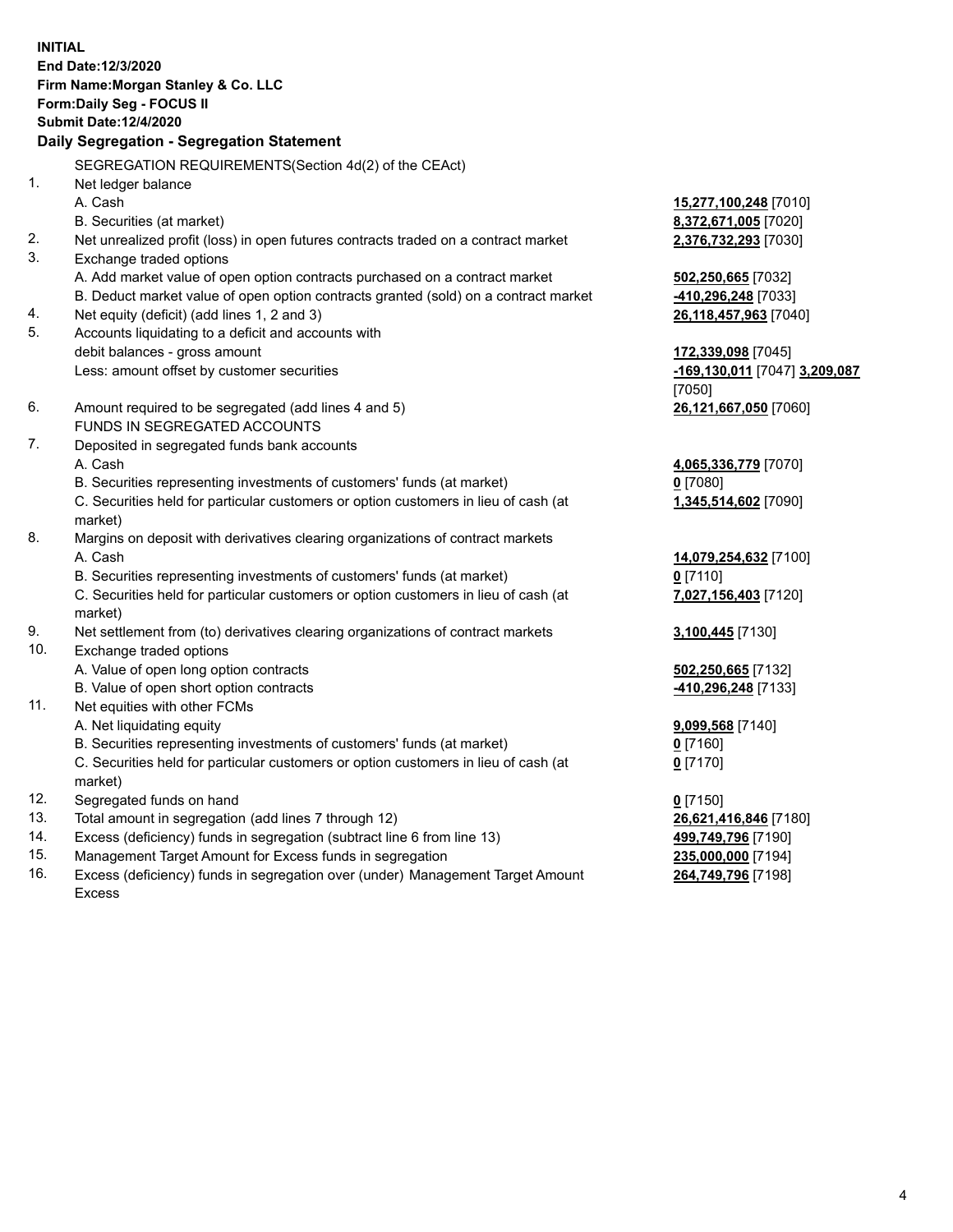**INITIAL**
**End Date:12/3/2020**
**Firm Name:Morgan Stanley & Co. LLC**
**Form:Daily Seg - FOCUS II**
**Submit Date:12/4/2020**

**Daily Segregation - Segregation Statement**

| | | |
|---|---|---|
| | SEGREGATION REQUIREMENTS(Section 4d(2) of the CEAct) | |
| 1. | Net ledger balance | |
| | A. Cash | **15,277,100,248** [7010] |
| | B. Securities (at market) | **8,372,671,005** [7020] |
| 2. | Net unrealized profit (loss) in open futures contracts traded on a contract market | **2,376,732,293** [7030] |
| 3. | Exchange traded options | |
| | A. Add market value of open option contracts purchased on a contract market | **502,250,665** [7032] |
| | B. Deduct market value of open option contracts granted (sold) on a contract market | **-410,296,248** [7033] |
| 4. | Net equity (deficit) (add lines 1, 2 and 3) | **26,118,457,963** [7040] |
| 5. | Accounts liquidating to a deficit and accounts with debit balances - gross amount | **172,339,098** [7045] |
| | Less: amount offset by customer securities | **-169,130,011** [7047] **3,209,087** [7050] |
| 6. | Amount required to be segregated (add lines 4 and 5) | **26,121,667,050** [7060] |
| | FUNDS IN SEGREGATED ACCOUNTS | |
| 7. | Deposited in segregated funds bank accounts | |
| | A. Cash | **4,065,336,779** [7070] |
| | B. Securities representing investments of customers' funds (at market) | **0** [7080] |
| | C. Securities held for particular customers or option customers in lieu of cash (at market) | **1,345,514,602** [7090] |
| 8. | Margins on deposit with derivatives clearing organizations of contract markets | |
| | A. Cash | **14,079,254,632** [7100] |
| | B. Securities representing investments of customers' funds (at market) | **0** [7110] |
| | C. Securities held for particular customers or option customers in lieu of cash (at market) | **7,027,156,403** [7120] |
| 9. | Net settlement from (to) derivatives clearing organizations of contract markets | **3,100,445** [7130] |
| 10. | Exchange traded options | |
| | A. Value of open long option contracts | **502,250,665** [7132] |
| | B. Value of open short option contracts | **-410,296,248** [7133] |
| 11. | Net equities with other FCMs | |
| | A. Net liquidating equity | **9,099,568** [7140] |
| | B. Securities representing investments of customers' funds (at market) | **0** [7160] |
| | C. Securities held for particular customers or option customers in lieu of cash (at market) | **0** [7170] |
| 12. | Segregated funds on hand | **0** [7150] |
| 13. | Total amount in segregation (add lines 7 through 12) | **26,621,416,846** [7180] |
| 14. | Excess (deficiency) funds in segregation (subtract line 6 from line 13) | **499,749,796** [7190] |
| 15. | Management Target Amount for Excess funds in segregation | **235,000,000** [7194] |
| 16. | Excess (deficiency) funds in segregation over (under) Management Target Amount Excess | **264,749,796** [7198] |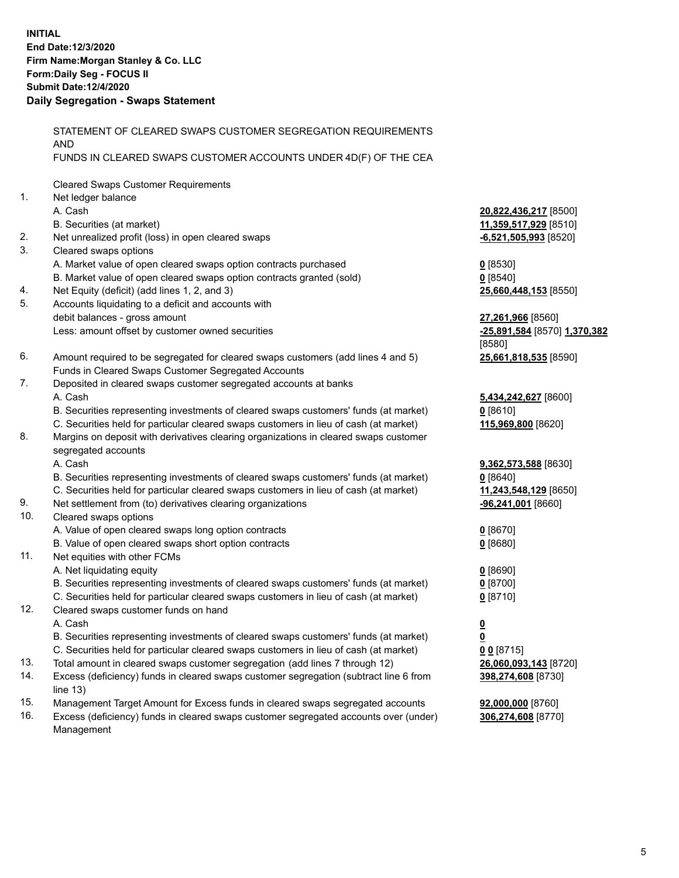**INITIAL**
**End Date:12/3/2020**
**Firm Name:Morgan Stanley & Co. LLC**
**Form:Daily Seg - FOCUS II**
**Submit Date:12/4/2020**
**Daily Segregation - Swaps Statement**

STATEMENT OF CLEARED SWAPS CUSTOMER SEGREGATION REQUIREMENTS AND FUNDS IN CLEARED SWAPS CUSTOMER ACCOUNTS UNDER 4D(F) OF THE CEA

| | | |
|---|---|---|
| | Cleared Swaps Customer Requirements | |
| 1. | Net ledger balance | |
| | A. Cash | **20,822,436,217** [8500] |
| | B. Securities (at market) | **11,359,517,929** [8510] |
| 2. | Net unrealized profit (loss) in open cleared swaps | **-6,521,505,993** [8520] |
| 3. | Cleared swaps options | |
| | A. Market value of open cleared swaps option contracts purchased | **0** [8530] |
| | B. Market value of open cleared swaps option contracts granted (sold) | **0** [8540] |
| 4. | Net Equity (deficit) (add lines 1, 2, and 3) | **25,660,448,153** [8550] |
| 5. | Accounts liquidating to a deficit and accounts with debit balances - gross amount | **27,261,966** [8560] |
| | Less: amount offset by customer owned securities | **-25,891,584** [8570] **1,370,382** [8580] |
| 6. | Amount required to be segregated for cleared swaps customers (add lines 4 and 5) | **25,661,818,535** [8590] |
| | Funds in Cleared Swaps Customer Segregated Accounts | |
| 7. | Deposited in cleared swaps customer segregated accounts at banks | |
| | A. Cash | **5,434,242,627** [8600] |
| | B. Securities representing investments of cleared swaps customers' funds (at market) | **0** [8610] |
| | C. Securities held for particular cleared swaps customers in lieu of cash (at market) | **115,969,800** [8620] |
| 8. | Margins on deposit with derivatives clearing organizations in cleared swaps customer segregated accounts | |
| | A. Cash | **9,362,573,588** [8630] |
| | B. Securities representing investments of cleared swaps customers' funds (at market) | **0** [8640] |
| | C. Securities held for particular cleared swaps customers in lieu of cash (at market) | **11,243,548,129** [8650] |
| 9. | Net settlement from (to) derivatives clearing organizations | **-96,241,001** [8660] |
| 10. | Cleared swaps options | |
| | A. Value of open cleared swaps long option contracts | **0** [8670] |
| | B. Value of open cleared swaps short option contracts | **0** [8680] |
| 11. | Net equities with other FCMs | |
| | A. Net liquidating equity | **0** [8690] |
| | B. Securities representing investments of cleared swaps customers' funds (at market) | **0** [8700] |
| | C. Securities held for particular cleared swaps customers in lieu of cash (at market) | **0** [8710] |
| 12. | Cleared swaps customer funds on hand | |
| | A. Cash | **0** |
| | B. Securities representing investments of cleared swaps customers' funds (at market) | **0** |
| | C. Securities held for particular cleared swaps customers in lieu of cash (at market) | **0** **0** [8715] |
| 13. | Total amount in cleared swaps customer segregation (add lines 7 through 12) | **26,060,093,143** [8720] |
| 14. | Excess (deficiency) funds in cleared swaps customer segregation (subtract line 6 from line 13) | **398,274,608** [8730] |
| 15. | Management Target Amount for Excess funds in cleared swaps segregated accounts | **92,000,000** [8760] |
| 16. | Excess (deficiency) funds in cleared swaps customer segregated accounts over (under) Management | **306,274,608** [8770] |